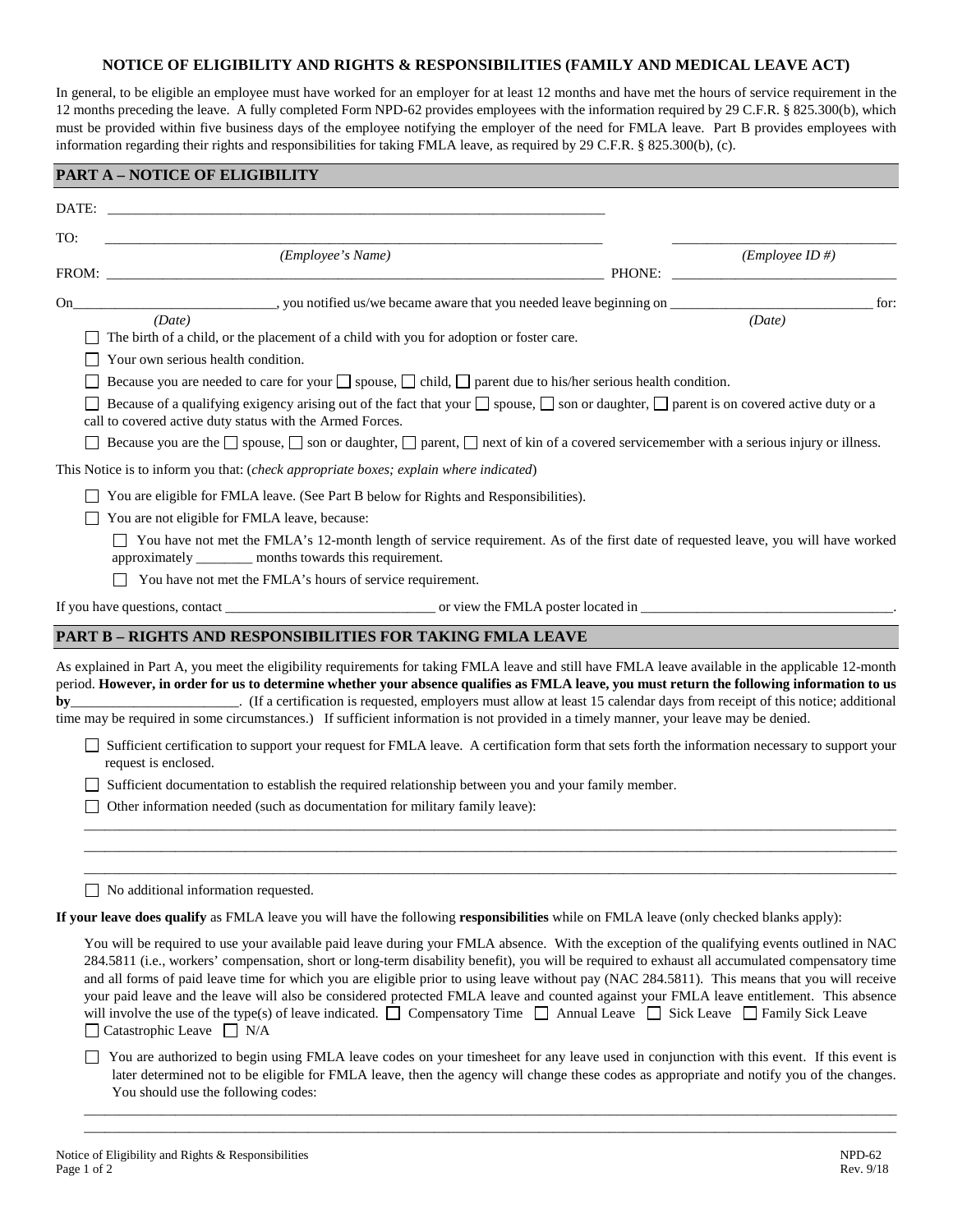## NOTICE OF ELIGIBILITY AND RIGHTS & RESPONSIBILITIES (FAMILY AND MEDICAL LEAVE ACT)

In general, to be eligible an employee must have worked for an employer for at least 12 months and have met the hours of service requirement in the 12 months preceding the leave. A fully completed Form NPD-62 provides employees with the information required by 29 C.F.R. § 825.300(b), which must be provided within five business days of the employee notifying the employer of the need for FMLA leave. Part B provides employees with information regarding their rights and responsibilities for taking FMLA leave, as required by 29 C.F.R. § 825.300(b), (c).

### PART A – NOTICE OF ELIGIBILITY

DATE: ______________________________________________

TO: ______________________________________________ ______________________
*(Employee's Name)* *(Employee ID #)*

FROM: ______________________________________________ PHONE: ______________________

On ______________________, you notified us/we became aware that you needed leave beginning on ______________________ for:
*(Date)* *(Date)*

- ☐ The birth of a child, or the placement of a child with you for adoption or foster care.
- ☐ Your own serious health condition.
- ☐ Because you are needed to care for your ☐ spouse, ☐ child, ☐ parent due to his/her serious health condition.
- ☐ Because of a qualifying exigency arising out of the fact that your ☐ spouse, ☐ son or daughter, ☐ parent is on covered active duty or a call to covered active duty status with the Armed Forces.
- ☐ Because you are the ☐ spouse, ☐ son or daughter, ☐ parent, ☐ next of kin of a covered servicemember with a serious injury or illness.

This Notice is to inform you that: (*check appropriate boxes; explain where indicated*)

- ☐ You are eligible for FMLA leave. (See Part B below for Rights and Responsibilities).
- ☐ You are not eligible for FMLA leave, because:
  - ☐ You have not met the FMLA's 12-month length of service requirement. As of the first date of requested leave, you will have worked approximately ________ months towards this requirement.
  - ☐ You have not met the FMLA's hours of service requirement.

If you have questions, contact ______________________ or view the FMLA poster located in ______________________.

### PART B – RIGHTS AND RESPONSIBILITIES FOR TAKING FMLA LEAVE

As explained in Part A, you meet the eligibility requirements for taking FMLA leave and still have FMLA leave available in the applicable 12-month period. **However, in order for us to determine whether your absence qualifies as FMLA leave, you must return the following information to us by**______________________. (If a certification is requested, employers must allow at least 15 calendar days from receipt of this notice; additional time may be required in some circumstances.) If sufficient information is not provided in a timely manner, your leave may be denied.

- ☐ Sufficient certification to support your request for FMLA leave. A certification form that sets forth the information necessary to support your request is enclosed.
- ☐ Sufficient documentation to establish the required relationship between you and your family member.
- ☐ Other information needed (such as documentation for military family leave):

______________________________________________________________________

______________________________________________________________________

______________________________________________________________________

- ☐ No additional information requested.

**If your leave does qualify** as FMLA leave you will have the following **responsibilities** while on FMLA leave (only checked blanks apply):

You will be required to use your available paid leave during your FMLA absence. With the exception of the qualifying events outlined in NAC 284.5811 (i.e., workers' compensation, short or long-term disability benefit), you will be required to exhaust all accumulated compensatory time and all forms of paid leave time for which you are eligible prior to using leave without pay (NAC 284.5811). This means that you will receive your paid leave and the leave will also be considered protected FMLA leave and counted against your FMLA leave entitlement. This absence will involve the use of the type(s) of leave indicated. ☐ Compensatory Time ☐ Annual Leave ☐ Sick Leave ☐ Family Sick Leave ☐ Catastrophic Leave ☐ N/A

- ☐ You are authorized to begin using FMLA leave codes on your timesheet for any leave used in conjunction with this event. If this event is later determined not to be eligible for FMLA leave, then the agency will change these codes as appropriate and notify you of the changes. You should use the following codes:

______________________________________________________________________

______________________________________________________________________

Notice of Eligibility and Rights & Responsibilities NPD-62 Rev. 9/18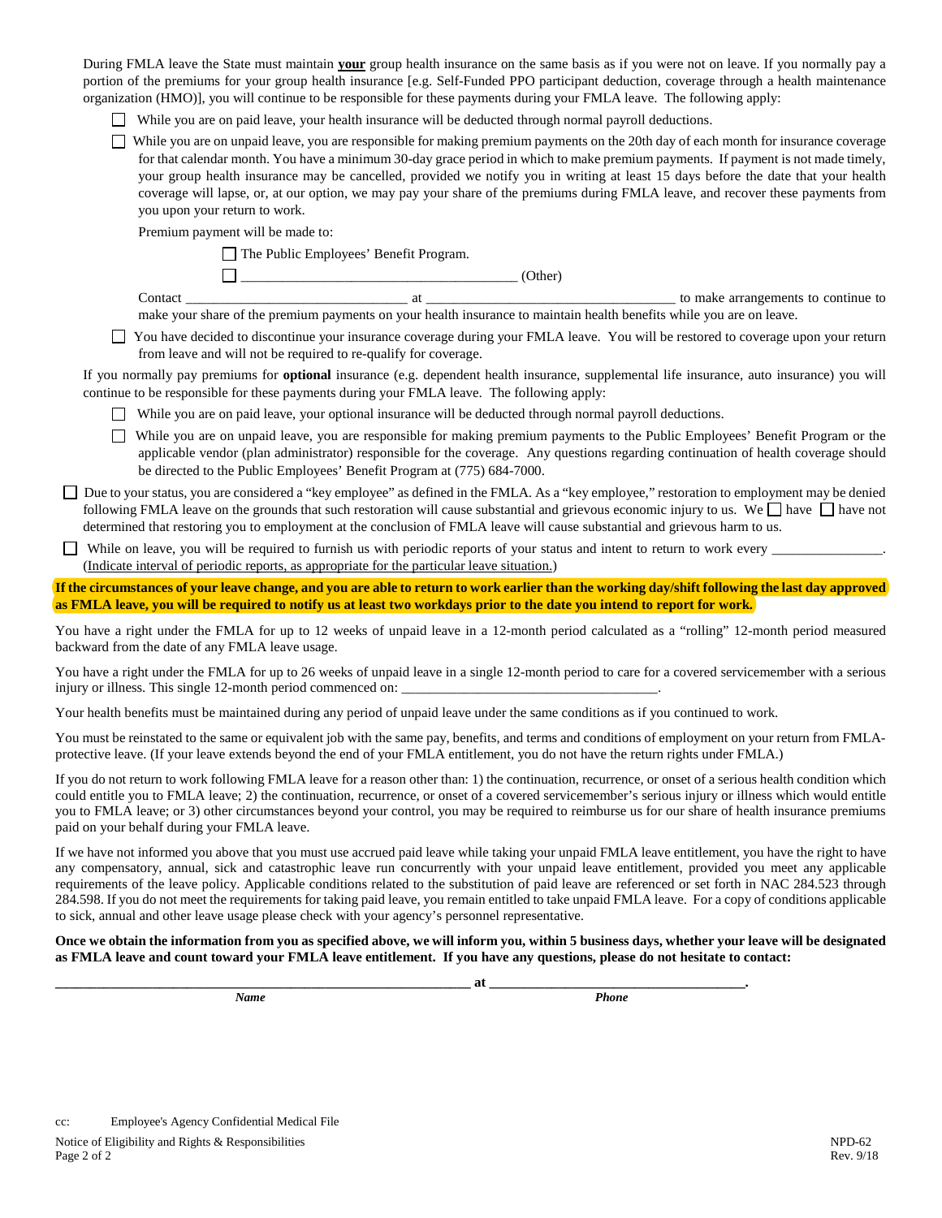During FMLA leave the State must maintain **your** group health insurance on the same basis as if you were not on leave. If you normally pay a portion of the premiums for your group health insurance [e.g. Self-Funded PPO participant deduction, coverage through a health maintenance organization (HMO)], you will continue to be responsible for these payments during your FMLA leave. The following apply:

- ☐ While you are on paid leave, your health insurance will be deducted through normal payroll deductions.
- ☐ While you are on unpaid leave, you are responsible for making premium payments on the 20th day of each month for insurance coverage for that calendar month. You have a minimum 30-day grace period in which to make premium payments. If payment is not made timely, your group health insurance may be cancelled, provided we notify you in writing at least 15 days before the date that your health coverage will lapse, or, at our option, we may pay your share of the premiums during FMLA leave, and recover these payments from you upon your return to work.

  Premium payment will be made to:

  ☐ The Public Employees' Benefit Program.

  ☐ ______________________________________ (Other)

  Contact ______________________________ at __________________________________ to make arrangements to continue to make your share of the premium payments on your health insurance to maintain health benefits while you are on leave.

- ☐ You have decided to discontinue your insurance coverage during your FMLA leave. You will be restored to coverage upon your return from leave and will not be required to re-qualify for coverage.

If you normally pay premiums for **optional** insurance (e.g. dependent health insurance, supplemental life insurance, auto insurance) you will continue to be responsible for these payments during your FMLA leave. The following apply:

- ☐ While you are on paid leave, your optional insurance will be deducted through normal payroll deductions.
- ☐ While you are on unpaid leave, you are responsible for making premium payments to the Public Employees' Benefit Program or the applicable vendor (plan administrator) responsible for the coverage. Any questions regarding continuation of health coverage should be directed to the Public Employees' Benefit Program at (775) 684-7000.

☐ Due to your status, you are considered a "key employee" as defined in the FMLA. As a "key employee," restoration to employment may be denied following FMLA leave on the grounds that such restoration will cause substantial and grievous economic injury to us. We ☐ have ☐ have not determined that restoring you to employment at the conclusion of FMLA leave will cause substantial and grievous harm to us.

☐ While on leave, you will be required to furnish us with periodic reports of your status and intent to return to work every _______________. (Indicate interval of periodic reports, as appropriate for the particular leave situation.)

**If the circumstances of your leave change, and you are able to return to work earlier than the working day/shift following the last day approved as FMLA leave, you will be required to notify us at least two workdays prior to the date you intend to report for work.**

You have a right under the FMLA for up to 12 weeks of unpaid leave in a 12-month period calculated as a "rolling" 12-month period measured backward from the date of any FMLA leave usage.

You have a right under the FMLA for up to 26 weeks of unpaid leave in a single 12-month period to care for a covered servicemember with a serious injury or illness. This single 12-month period commenced on: ____________________________________.

Your health benefits must be maintained during any period of unpaid leave under the same conditions as if you continued to work.

You must be reinstated to the same or equivalent job with the same pay, benefits, and terms and conditions of employment on your return from FMLA-protective leave. (If your leave extends beyond the end of your FMLA entitlement, you do not have the return rights under FMLA.)

If you do not return to work following FMLA leave for a reason other than: 1) the continuation, recurrence, or onset of a serious health condition which could entitle you to FMLA leave; 2) the continuation, recurrence, or onset of a covered servicemember's serious injury or illness which would entitle you to FMLA leave; or 3) other circumstances beyond your control, you may be required to reimburse us for our share of health insurance premiums paid on your behalf during your FMLA leave.

If we have not informed you above that you must use accrued paid leave while taking your unpaid FMLA leave entitlement, you have the right to have any compensatory, annual, sick and catastrophic leave run concurrently with your unpaid leave entitlement, provided you meet any applicable requirements of the leave policy. Applicable conditions related to the substitution of paid leave are referenced or set forth in NAC 284.523 through 284.598. If you do not meet the requirements for taking paid leave, you remain entitled to take unpaid FMLA leave. For a copy of conditions applicable to sick, annual and other leave usage please check with your agency's personnel representative.

**Once we obtain the information from you as specified above, we will inform you, within 5 business days, whether your leave will be designated as FMLA leave and count toward your FMLA leave entitlement. If you have any questions, please do not hesitate to contact:**

**____________________________________________________________ at ____________________________________.**

***Name*** ***Phone***

cc: Employee's Agency Confidential Medical File

Notice of Eligibility and Rights & Responsibilities

NPD-62
Rev. 9/18